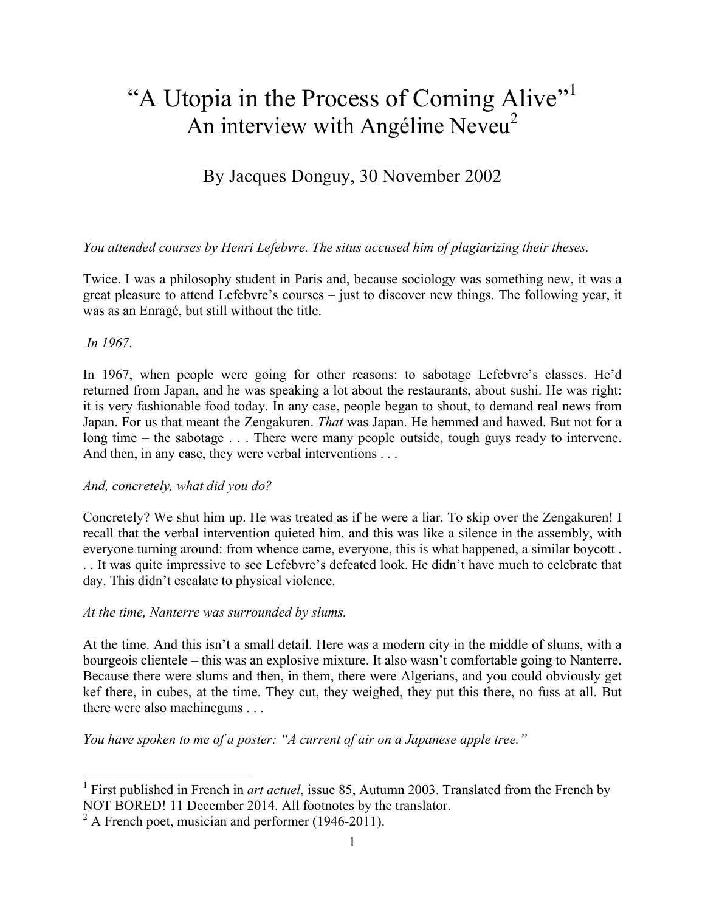# "A Utopia in the Process of Coming Alive"[1]
## An interview with Angéline Neveu[2]

By Jacques Donguy, 30 November 2002

*You attended courses by Henri Lefebvre. The situs accused him of plagiarizing their theses.*

Twice. I was a philosophy student in Paris and, because sociology was something new, it was a great pleasure to attend Lefebvre's courses – just to discover new things. The following year, it was as an Enragé, but still without the title.

*In 1967.*

In 1967, when people were going for other reasons: to sabotage Lefebvre's classes. He'd returned from Japan, and he was speaking a lot about the restaurants, about sushi. He was right: it is very fashionable food today. In any case, people began to shout, to demand real news from Japan. For us that meant the Zengakuren. *That* was Japan. He hemmed and hawed. But not for a long time – the sabotage . . . There were many people outside, tough guys ready to intervene. And then, in any case, they were verbal interventions . . .

*And, concretely, what did you do?*

Concretely? We shut him up. He was treated as if he were a liar. To skip over the Zengakuren! I recall that the verbal intervention quieted him, and this was like a silence in the assembly, with everyone turning around: from whence came, everyone, this is what happened, a similar boycott . . . It was quite impressive to see Lefebvre's defeated look. He didn't have much to celebrate that day. This didn't escalate to physical violence.

*At the time, Nanterre was surrounded by slums.*

At the time. And this isn't a small detail. Here was a modern city in the middle of slums, with a bourgeois clientele – this was an explosive mixture. It also wasn't comfortable going to Nanterre. Because there were slums and then, in them, there were Algerians, and you could obviously get kef there, in cubes, at the time. They cut, they weighed, they put this there, no fuss at all. But there were also machineguns . . .

*You have spoken to me of a poster: "A current of air on a Japanese apple tree."*

---

[1] First published in French in *art actuel*, issue 85, Autumn 2003. Translated from the French by NOT BORED! 11 December 2014. All footnotes by the translator.

[2] A French poet, musician and performer (1946-2011).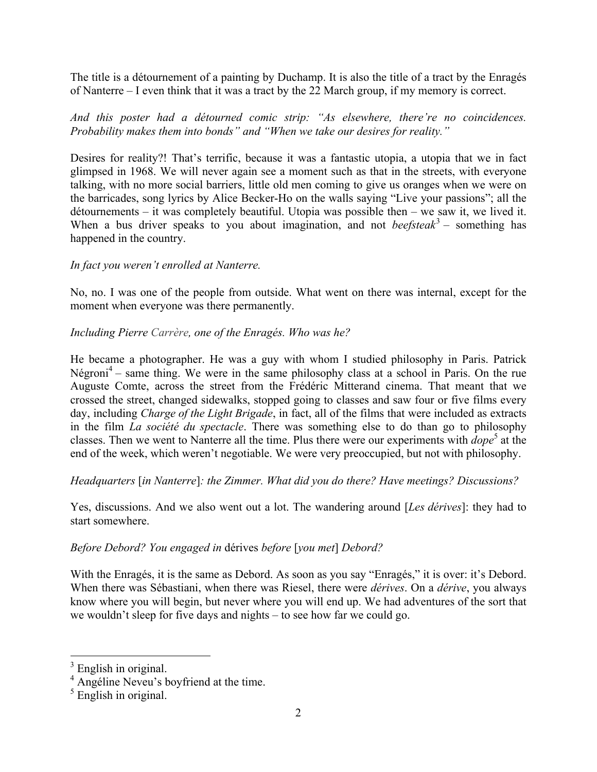The title is a détournement of a painting by Duchamp. It is also the title of a tract by the Enragés of Nanterre – I even think that it was a tract by the 22 March group, if my memory is correct.

*And this poster had a détourned comic strip: "As elsewhere, there're no coincidences. Probability makes them into bonds" and "When we take our desires for reality."*

Desires for reality?! That's terrific, because it was a fantastic utopia, a utopia that we in fact glimpsed in 1968. We will never again see a moment such as that in the streets, with everyone talking, with no more social barriers, little old men coming to give us oranges when we were on the barricades, song lyrics by Alice Becker-Ho on the walls saying "Live your passions"; all the détournements – it was completely beautiful. Utopia was possible then – we saw it, we lived it. When a bus driver speaks to you about imagination, and not *beefsteak*[3] – something has happened in the country.

*In fact you weren't enrolled at Nanterre.*

No, no. I was one of the people from outside. What went on there was internal, except for the moment when everyone was there permanently.

*Including Pierre Carrère, one of the Enragés. Who was he?*

He became a photographer. He was a guy with whom I studied philosophy in Paris. Patrick Négroni[4] – same thing. We were in the same philosophy class at a school in Paris. On the rue Auguste Comte, across the street from the Frédéric Mitterand cinema. That meant that we crossed the street, changed sidewalks, stopped going to classes and saw four or five films every day, including *Charge of the Light Brigade*, in fact, all of the films that were included as extracts in the film *La société du spectacle*. There was something else to do than go to philosophy classes. Then we went to Nanterre all the time. Plus there were our experiments with *dope*[5] at the end of the week, which weren't negotiable. We were very preoccupied, but not with philosophy.

*Headquarters* [*in Nanterre*]*: the Zimmer. What did you do there? Have meetings? Discussions?*

Yes, discussions. And we also went out a lot. The wandering around [*Les dérives*]: they had to start somewhere.

*Before Debord? You engaged in* dérives *before* [*you met*] *Debord?*

With the Enragés, it is the same as Debord. As soon as you say "Enragés," it is over: it's Debord. When there was Sébastiani, when there was Riesel, there were *dérives*. On a *dérive*, you always know where you will begin, but never where you will end up. We had adventures of the sort that we wouldn't sleep for five days and nights – to see how far we could go.

---

[3] English in original.

[4] Angéline Neveu's boyfriend at the time.

[5] English in original.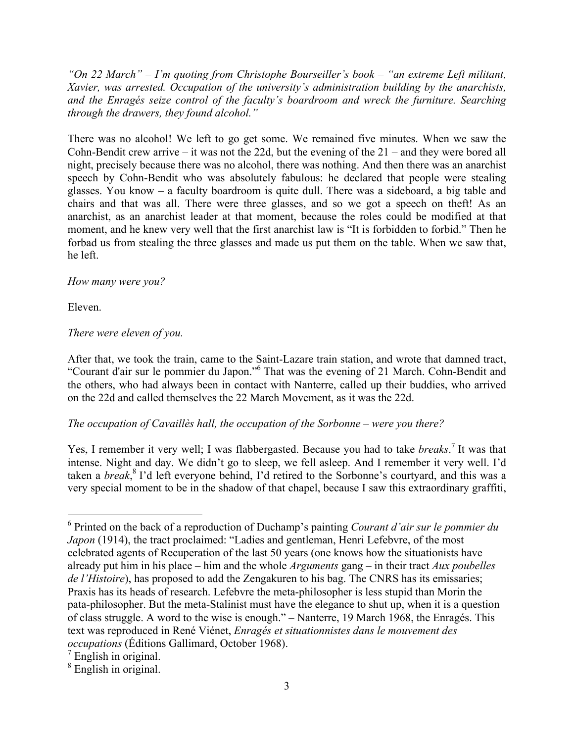*"On 22 March" – I'm quoting from Christophe Bourseiller's book – "an extreme Left militant, Xavier, was arrested. Occupation of the university's administration building by the anarchists, and the Enragés seize control of the faculty's boardroom and wreck the furniture. Searching through the drawers, they found alcohol."*

There was no alcohol! We left to go get some. We remained five minutes. When we saw the Cohn-Bendit crew arrive – it was not the 22d, but the evening of the 21 – and they were bored all night, precisely because there was no alcohol, there was nothing. And then there was an anarchist speech by Cohn-Bendit who was absolutely fabulous: he declared that people were stealing glasses. You know – a faculty boardroom is quite dull. There was a sideboard, a big table and chairs and that was all. There were three glasses, and so we got a speech on theft! As an anarchist, as an anarchist leader at that moment, because the roles could be modified at that moment, and he knew very well that the first anarchist law is "It is forbidden to forbid." Then he forbad us from stealing the three glasses and made us put them on the table. When we saw that, he left.

*How many were you?*

Eleven.

*There were eleven of you.*

After that, we took the train, came to the Saint-Lazare train station, and wrote that damned tract, "Courant d'air sur le pommier du Japon."[6] That was the evening of 21 March. Cohn-Bendit and the others, who had always been in contact with Nanterre, called up their buddies, who arrived on the 22d and called themselves the 22 March Movement, as it was the 22d.

*The occupation of Cavaillès hall, the occupation of the Sorbonne – were you there?*

Yes, I remember it very well; I was flabbergasted. Because you had to take *breaks*.[7] It was that intense. Night and day. We didn't go to sleep, we fell asleep. And I remember it very well. I'd taken a *break*,[8] I'd left everyone behind, I'd retired to the Sorbonne's courtyard, and this was a very special moment to be in the shadow of that chapel, because I saw this extraordinary graffiti,

---

[6] Printed on the back of a reproduction of Duchamp's painting *Courant d'air sur le pommier du Japon* (1914), the tract proclaimed: "Ladies and gentleman, Henri Lefebvre, of the most celebrated agents of Recuperation of the last 50 years (one knows how the situationists have already put him in his place – him and the whole *Arguments* gang – in their tract *Aux poubelles de l'Histoire*), has proposed to add the Zengakuren to his bag. The CNRS has its emissaries; Praxis has its heads of research. Lefebvre the meta-philosopher is less stupid than Morin the pata-philosopher. But the meta-Stalinist must have the elegance to shut up, when it is a question of class struggle. A word to the wise is enough." – Nanterre, 19 March 1968, the Enragés. This text was reproduced in René Viénet, *Enragés et situationnistes dans le mouvement des occupations* (Éditions Gallimard, October 1968).

[7] English in original.

[8] English in original.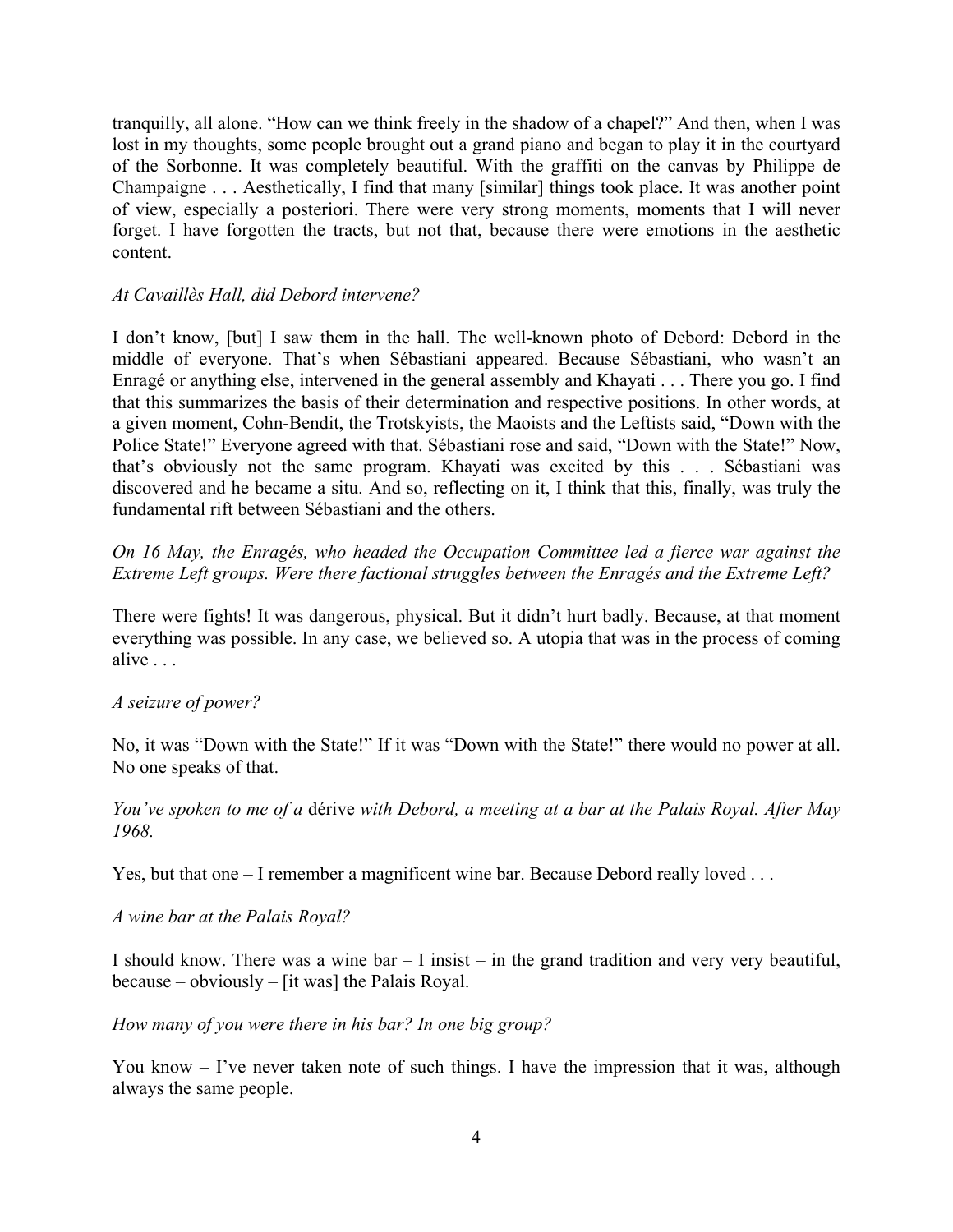tranquilly, all alone. "How can we think freely in the shadow of a chapel?" And then, when I was lost in my thoughts, some people brought out a grand piano and began to play it in the courtyard of the Sorbonne. It was completely beautiful. With the graffiti on the canvas by Philippe de Champaigne . . . Aesthetically, I find that many [similar] things took place. It was another point of view, especially a posteriori. There were very strong moments, moments that I will never forget. I have forgotten the tracts, but not that, because there were emotions in the aesthetic content.

*At Cavaillès Hall, did Debord intervene?*

I don't know, [but] I saw them in the hall. The well-known photo of Debord: Debord in the middle of everyone. That's when Sébastiani appeared. Because Sébastiani, who wasn't an Enragé or anything else, intervened in the general assembly and Khayati . . . There you go. I find that this summarizes the basis of their determination and respective positions. In other words, at a given moment, Cohn-Bendit, the Trotskyists, the Maoists and the Leftists said, "Down with the Police State!" Everyone agreed with that. Sébastiani rose and said, "Down with the State!" Now, that's obviously not the same program. Khayati was excited by this . . . Sébastiani was discovered and he became a situ. And so, reflecting on it, I think that this, finally, was truly the fundamental rift between Sébastiani and the others.

*On 16 May, the Enragés, who headed the Occupation Committee led a fierce war against the Extreme Left groups. Were there factional struggles between the Enragés and the Extreme Left?*

There were fights! It was dangerous, physical. But it didn't hurt badly. Because, at that moment everything was possible. In any case, we believed so. A utopia that was in the process of coming alive . . .

*A seizure of power?*

No, it was "Down with the State!" If it was "Down with the State!" there would no power at all. No one speaks of that.

*You've spoken to me of a* dérive *with Debord, a meeting at a bar at the Palais Royal. After May 1968.*

Yes, but that one – I remember a magnificent wine bar. Because Debord really loved . . .

*A wine bar at the Palais Royal?*

I should know. There was a wine bar – I insist – in the grand tradition and very very beautiful, because – obviously – [it was] the Palais Royal.

*How many of you were there in his bar? In one big group?*

You know – I've never taken note of such things. I have the impression that it was, although always the same people.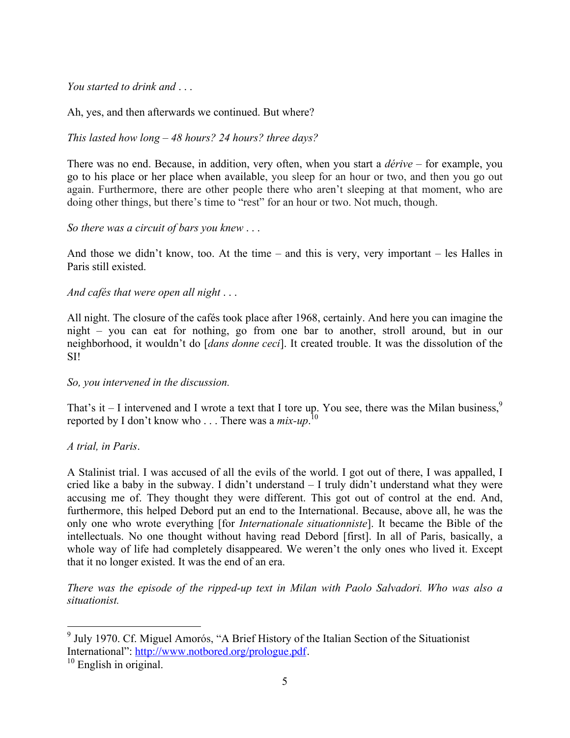*You started to drink and . . .*

Ah, yes, and then afterwards we continued. But where?

*This lasted how long – 48 hours? 24 hours? three days?*

There was no end. Because, in addition, very often, when you start a *dérive* – for example, you go to his place or her place when available, you sleep for an hour or two, and then you go out again. Furthermore, there are other people there who aren't sleeping at that moment, who are doing other things, but there's time to "rest" for an hour or two. Not much, though.

*So there was a circuit of bars you knew . . .*

And those we didn't know, too. At the time – and this is very, very important – les Halles in Paris still existed.

*And cafés that were open all night . . .*

All night. The closure of the cafés took place after 1968, certainly. And here you can imagine the night – you can eat for nothing, go from one bar to another, stroll around, but in our neighborhood, it wouldn't do [*dans donne ceci*]. It created trouble. It was the dissolution of the SI!

*So, you intervened in the discussion.*

That's it – I intervened and I wrote a text that I tore up. You see, there was the Milan business,[9] reported by I don't know who . . . There was a *mix-up*.[10]

*A trial, in Paris*.

A Stalinist trial. I was accused of all the evils of the world. I got out of there, I was appalled, I cried like a baby in the subway. I didn't understand – I truly didn't understand what they were accusing me of. They thought they were different. This got out of control at the end. And, furthermore, this helped Debord put an end to the International. Because, above all, he was the only one who wrote everything [for *Internationale situationniste*]. It became the Bible of the intellectuals. No one thought without having read Debord [first]. In all of Paris, basically, a whole way of life had completely disappeared. We weren't the only ones who lived it. Except that it no longer existed. It was the end of an era.

*There was the episode of the ripped-up text in Milan with Paolo Salvadori. Who was also a situationist.*

---

[9] July 1970. Cf. Miguel Amorós, "A Brief History of the Italian Section of the Situationist International": http://www.notbored.org/prologue.pdf.

[10] English in original.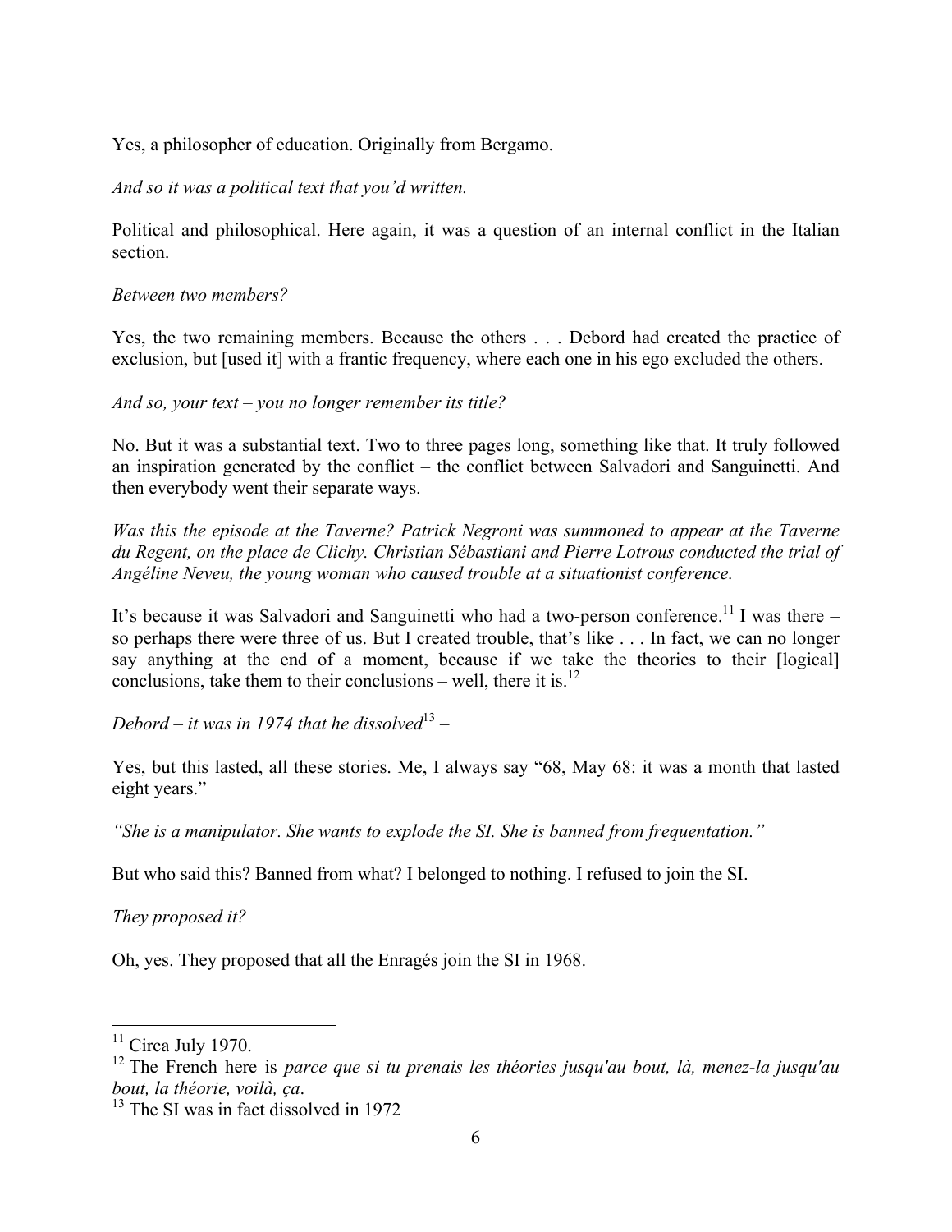Yes, a philosopher of education. Originally from Bergamo.

*And so it was a political text that you'd written.*

Political and philosophical. Here again, it was a question of an internal conflict in the Italian section.

*Between two members?*

Yes, the two remaining members. Because the others . . . Debord had created the practice of exclusion, but [used it] with a frantic frequency, where each one in his ego excluded the others.

*And so, your text – you no longer remember its title?*

No. But it was a substantial text. Two to three pages long, something like that. It truly followed an inspiration generated by the conflict – the conflict between Salvadori and Sanguinetti. And then everybody went their separate ways.

*Was this the episode at the Taverne? Patrick Negroni was summoned to appear at the Taverne du Regent, on the place de Clichy. Christian Sébastiani and Pierre Lotrous conducted the trial of Angéline Neveu, the young woman who caused trouble at a situationist conference.*

It's because it was Salvadori and Sanguinetti who had a two-person conference.[11] I was there – so perhaps there were three of us. But I created trouble, that's like . . . In fact, we can no longer say anything at the end of a moment, because if we take the theories to their [logical] conclusions, take them to their conclusions – well, there it is.[12]

*Debord – it was in 1974 that he dissolved*[13] *–*

Yes, but this lasted, all these stories. Me, I always say "68, May 68: it was a month that lasted eight years."

*"She is a manipulator. She wants to explode the SI. She is banned from frequentation."*

But who said this? Banned from what? I belonged to nothing. I refused to join the SI.

*They proposed it?*

Oh, yes. They proposed that all the Enragés join the SI in 1968.

---

[11] Circa July 1970.

[12] The French here is *parce que si tu prenais les théories jusqu'au bout, là, menez-la jusqu'au bout, la théorie, voilà, ça*.

[13] The SI was in fact dissolved in 1972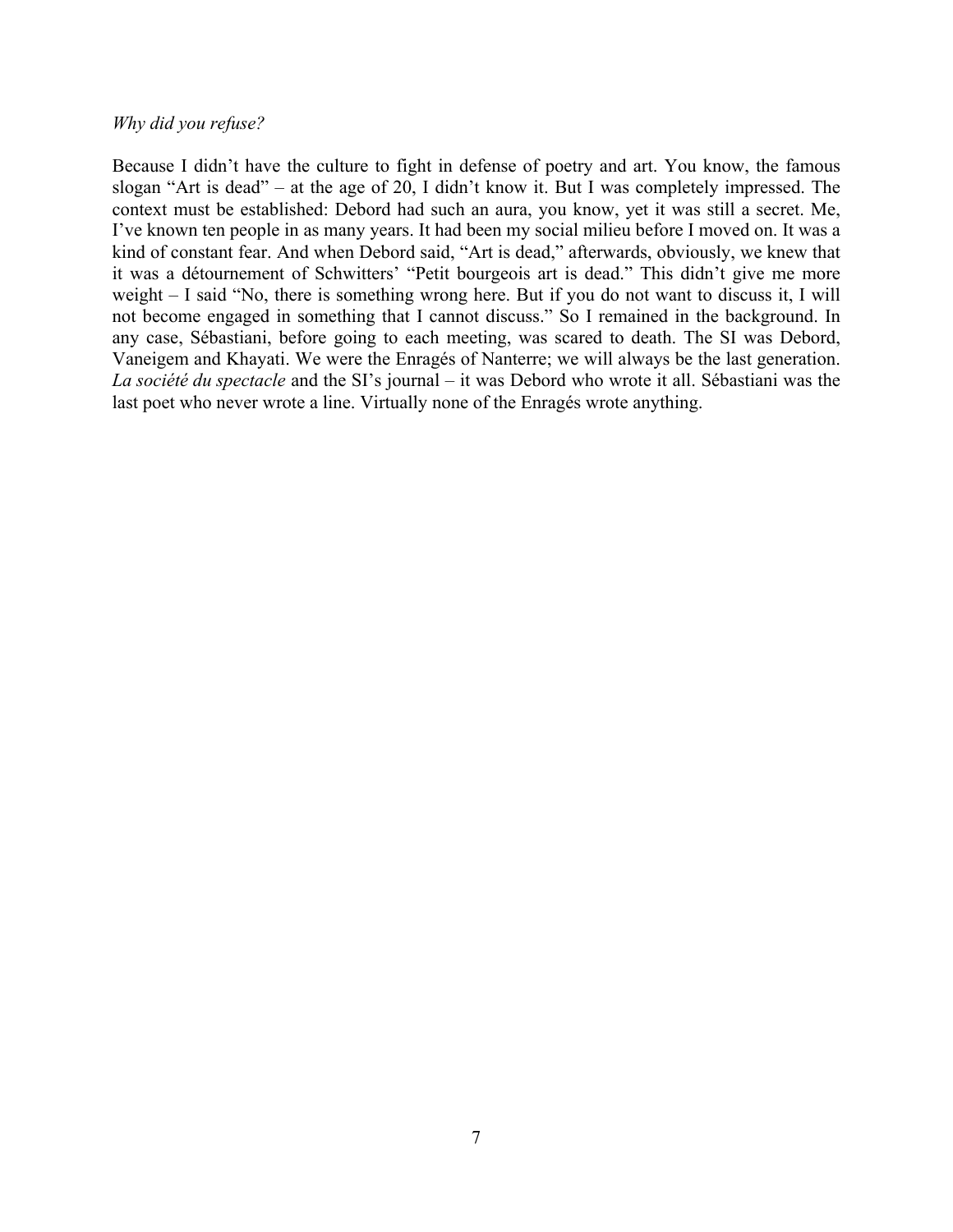*Why did you refuse?*

Because I didn't have the culture to fight in defense of poetry and art. You know, the famous slogan "Art is dead" – at the age of 20, I didn't know it. But I was completely impressed. The context must be established: Debord had such an aura, you know, yet it was still a secret. Me, I've known ten people in as many years. It had been my social milieu before I moved on. It was a kind of constant fear. And when Debord said, "Art is dead," afterwards, obviously, we knew that it was a détournement of Schwitters' "Petit bourgeois art is dead." This didn't give me more weight – I said "No, there is something wrong here. But if you do not want to discuss it, I will not become engaged in something that I cannot discuss." So I remained in the background. In any case, Sébastiani, before going to each meeting, was scared to death. The SI was Debord, Vaneigem and Khayati. We were the Enragés of Nanterre; we will always be the last generation. *La société du spectacle* and the SI's journal – it was Debord who wrote it all. Sébastiani was the last poet who never wrote a line. Virtually none of the Enragés wrote anything.